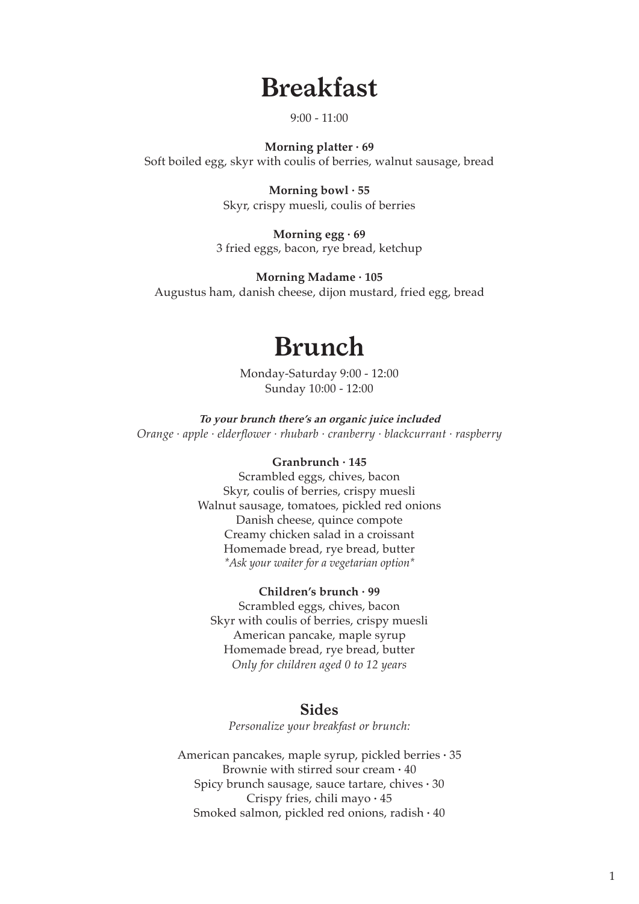# Breakfast

9:00 - 11:00

**Morning platter · 69**
Soft boiled egg, skyr with coulis of berries, walnut sausage, bread

**Morning bowl · 55**
Skyr, crispy muesli, coulis of berries

**Morning egg · 69**
3 fried eggs, bacon, rye bread, ketchup

**Morning Madame · 105**
Augustus ham, danish cheese, dijon mustard, fried egg, bread

# Brunch

Monday-Saturday 9:00 - 12:00
Sunday 10:00 - 12:00

***To your brunch there's an organic juice included***
*Orange · apple · elderflower · rhubarb · cranberry · blackcurrant · raspberry*

**Granbrunch · 145**
Scrambled eggs, chives, bacon
Skyr, coulis of berries, crispy muesli
Walnut sausage, tomatoes, pickled red onions
Danish cheese, quince compote
Creamy chicken salad in a croissant
Homemade bread, rye bread, butter
*\*Ask your waiter for a vegetarian option\**

**Children's brunch · 99**
Scrambled eggs, chives, bacon
Skyr with coulis of berries, crispy muesli
American pancake, maple syrup
Homemade bread, rye bread, butter
*Only for children aged 0 to 12 years*

## Sides

*Personalize your breakfast or brunch:*

American pancakes, maple syrup, pickled berries · 35
Brownie with stirred sour cream · 40
Spicy brunch sausage, sauce tartare, chives · 30
Crispy fries, chili mayo · 45
Smoked salmon, pickled red onions, radish · 40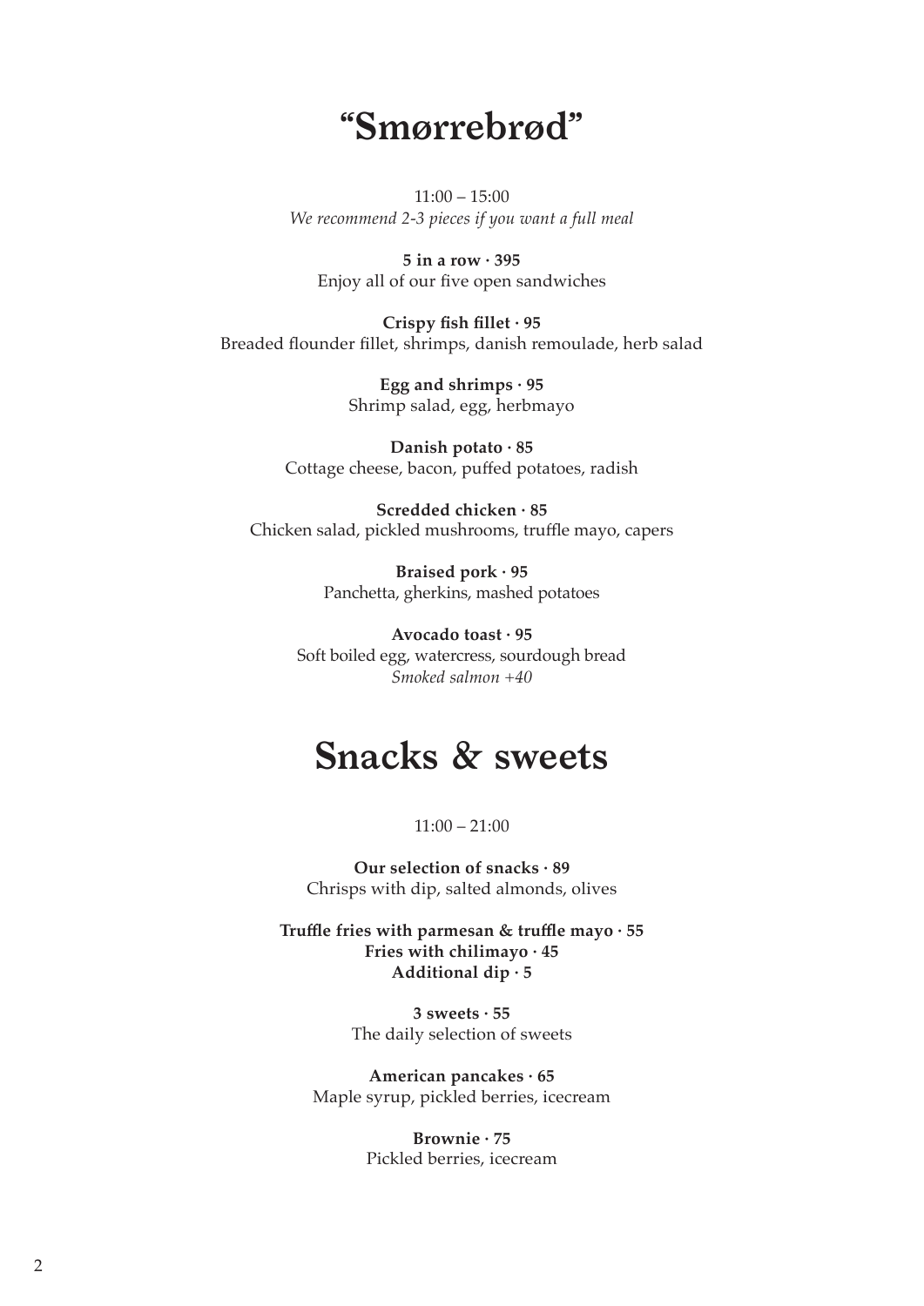# "Smørrebrød"

11:00 – 15:00
*We recommend 2-3 pieces if you want a full meal*

**5 in a row · 395**
Enjoy all of our five open sandwiches

**Crispy fish fillet · 95**
Breaded flounder fillet, shrimps, danish remoulade, herb salad

**Egg and shrimps · 95**
Shrimp salad, egg, herbmayo

**Danish potato · 85**
Cottage cheese, bacon, puffed potatoes, radish

**Scredded chicken · 85**
Chicken salad, pickled mushrooms, truffle mayo, capers

**Braised pork · 95**
Panchetta, gherkins, mashed potatoes

**Avocado toast · 95**
Soft boiled egg, watercress, sourdough bread
*Smoked salmon +40*

# Snacks & sweets

11:00 – 21:00

**Our selection of snacks · 89**
Chrisps with dip, salted almonds, olives

**Truffle fries with parmesan & truffle mayo · 55**
**Fries with chilimayo · 45**
**Additional dip · 5**

**3 sweets · 55**
The daily selection of sweets

**American pancakes · 65**
Maple syrup, pickled berries, icecream

**Brownie · 75**
Pickled berries, icecream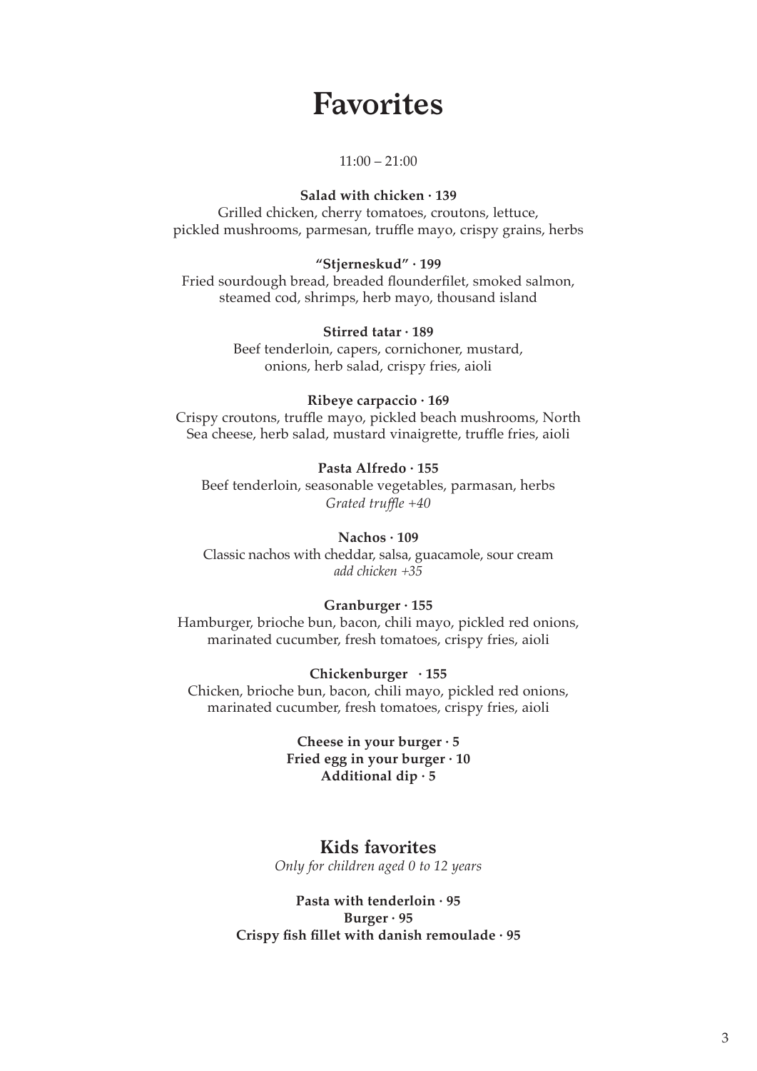# Favorites

11:00 – 21:00

**Salad with chicken · 139**
Grilled chicken, cherry tomatoes, croutons, lettuce, pickled mushrooms, parmesan, truffle mayo, crispy grains, herbs

**"Stjerneskud" · 199**
Fried sourdough bread, breaded flounderfilet, smoked salmon, steamed cod, shrimps, herb mayo, thousand island

**Stirred tatar · 189**
Beef tenderloin, capers, cornichoner, mustard, onions, herb salad, crispy fries, aioli

**Ribeye carpaccio · 169**
Crispy croutons, truffle mayo, pickled beach mushrooms, North Sea cheese, herb salad, mustard vinaigrette, truffle fries, aioli

**Pasta Alfredo · 155**
Beef tenderloin, seasonable vegetables, parmasan, herbs
*Grated truffle +40*

**Nachos · 109**
Classic nachos with cheddar, salsa, guacamole, sour cream
*add chicken +35*

**Granburger · 155**
Hamburger, brioche bun, bacon, chili mayo, pickled red onions, marinated cucumber, fresh tomatoes, crispy fries, aioli

**Chickenburger · 155**
Chicken, brioche bun, bacon, chili mayo, pickled red onions, marinated cucumber, fresh tomatoes, crispy fries, aioli

**Cheese in your burger · 5**
**Fried egg in your burger · 10**
**Additional dip · 5**

## Kids favorites

*Only for children aged 0 to 12 years*

**Pasta with tenderloin · 95**
**Burger · 95**
**Crispy fish fillet with danish remoulade · 95**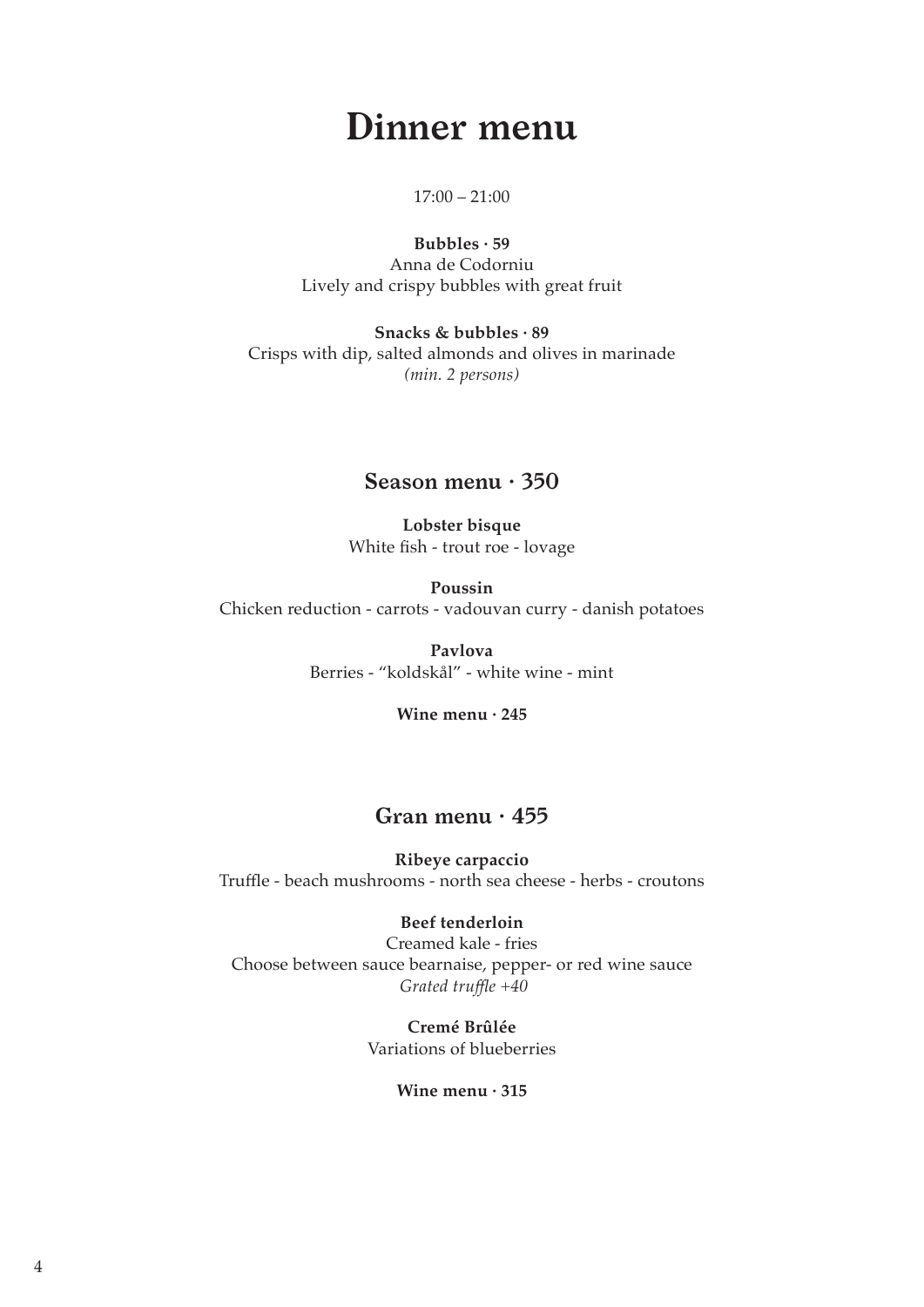# Dinner menu

17:00 – 21:00

**Bubbles · 59**
Anna de Codorniu
Lively and crispy bubbles with great fruit

**Snacks & bubbles · 89**
Crisps with dip, salted almonds and olives in marinade
*(min. 2 persons)*

## Season menu · 350

**Lobster bisque**
White fish - trout roe - lovage

**Poussin**
Chicken reduction - carrots - vadouvan curry - danish potatoes

**Pavlova**
Berries - "koldskål" - white wine - mint

**Wine menu · 245**

## Gran menu · 455

**Ribeye carpaccio**
Truffle - beach mushrooms - north sea cheese - herbs - croutons

**Beef tenderloin**
Creamed kale - fries
Choose between sauce bearnaise, pepper- or red wine sauce
*Grated truffle +40*

**Cremé Brûlée**
Variations of blueberries

**Wine menu · 315**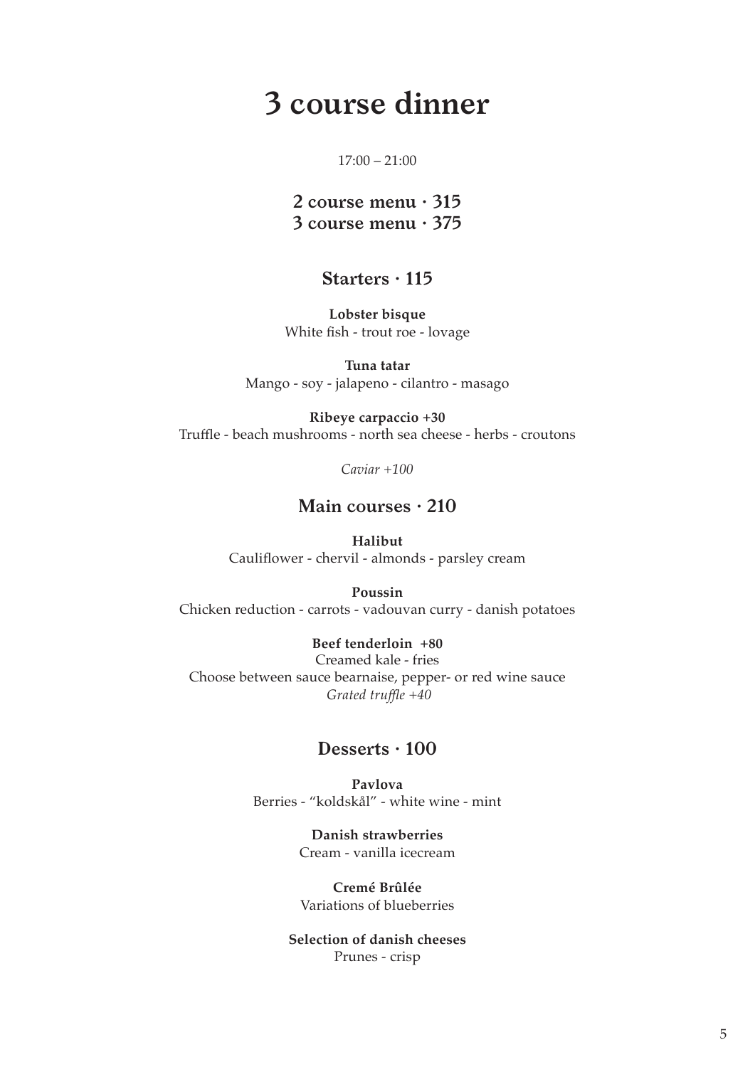# 3 course dinner

17:00 – 21:00

### 2 course menu · 315
### 3 course menu · 375

## Starters · 115

**Lobster bisque**
White fish - trout roe - lovage

**Tuna tatar**
Mango - soy - jalapeno - cilantro - masago

**Ribeye carpaccio +30**
Truffle - beach mushrooms - north sea cheese - herbs - croutons

*Caviar +100*

## Main courses · 210

**Halibut**
Cauliflower - chervil - almonds - parsley cream

**Poussin**
Chicken reduction - carrots - vadouvan curry - danish potatoes

**Beef tenderloin +80**
Creamed kale - fries
Choose between sauce bearnaise, pepper- or red wine sauce
*Grated truffle +40*

## Desserts · 100

**Pavlova**
Berries - "koldskål" - white wine - mint

**Danish strawberries**
Cream - vanilla icecream

**Cremé Brûlée**
Variations of blueberries

**Selection of danish cheeses**
Prunes - crisp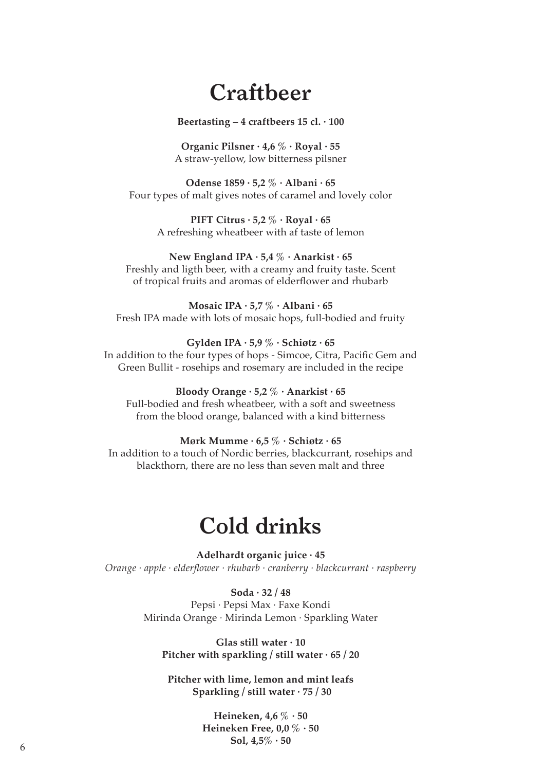# Craftbeer

**Beertasting – 4 craftbeers 15 cl. · 100**

**Organic Pilsner · 4,6 % · Royal · 55**
A straw-yellow, low bitterness pilsner

**Odense 1859 · 5,2 % · Albani · 65**
Four types of malt gives notes of caramel and lovely color

**PIFT Citrus · 5,2 % · Royal · 65**
A refreshing wheatbeer with af taste of lemon

**New England IPA · 5,4 % · Anarkist · 65**
Freshly and ligth beer, with a creamy and fruity taste. Scent of tropical fruits and aromas of elderflower and rhubarb

**Mosaic IPA · 5,7 % · Albani · 65**
Fresh IPA made with lots of mosaic hops, full-bodied and fruity

**Gylden IPA · 5,9 % · Schiøtz · 65**
In addition to the four types of hops - Simcoe, Citra, Pacific Gem and Green Bullit - rosehips and rosemary are included in the recipe

**Bloody Orange · 5,2 % · Anarkist · 65**
Full-bodied and fresh wheatbeer, with a soft and sweetness from the blood orange, balanced with a kind bitterness

**Mørk Mumme · 6,5 % · Schiøtz · 65**
In addition to a touch of Nordic berries, blackcurrant, rosehips and blackthorn, there are no less than seven malt and three

# Cold drinks

**Adelhardt organic juice · 45**
*Orange · apple · elderflower · rhubarb · cranberry · blackcurrant · raspberry*

**Soda · 32 / 48**
Pepsi · Pepsi Max · Faxe Kondi
Mirinda Orange · Mirinda Lemon · Sparkling Water

**Glas still water · 10**
**Pitcher with sparkling / still water · 65 / 20**

**Pitcher with lime, lemon and mint leafs**
**Sparkling / still water · 75 / 30**

**Heineken, 4,6 % · 50**
**Heineken Free, 0,0 % · 50**
**Sol, 4,5% · 50**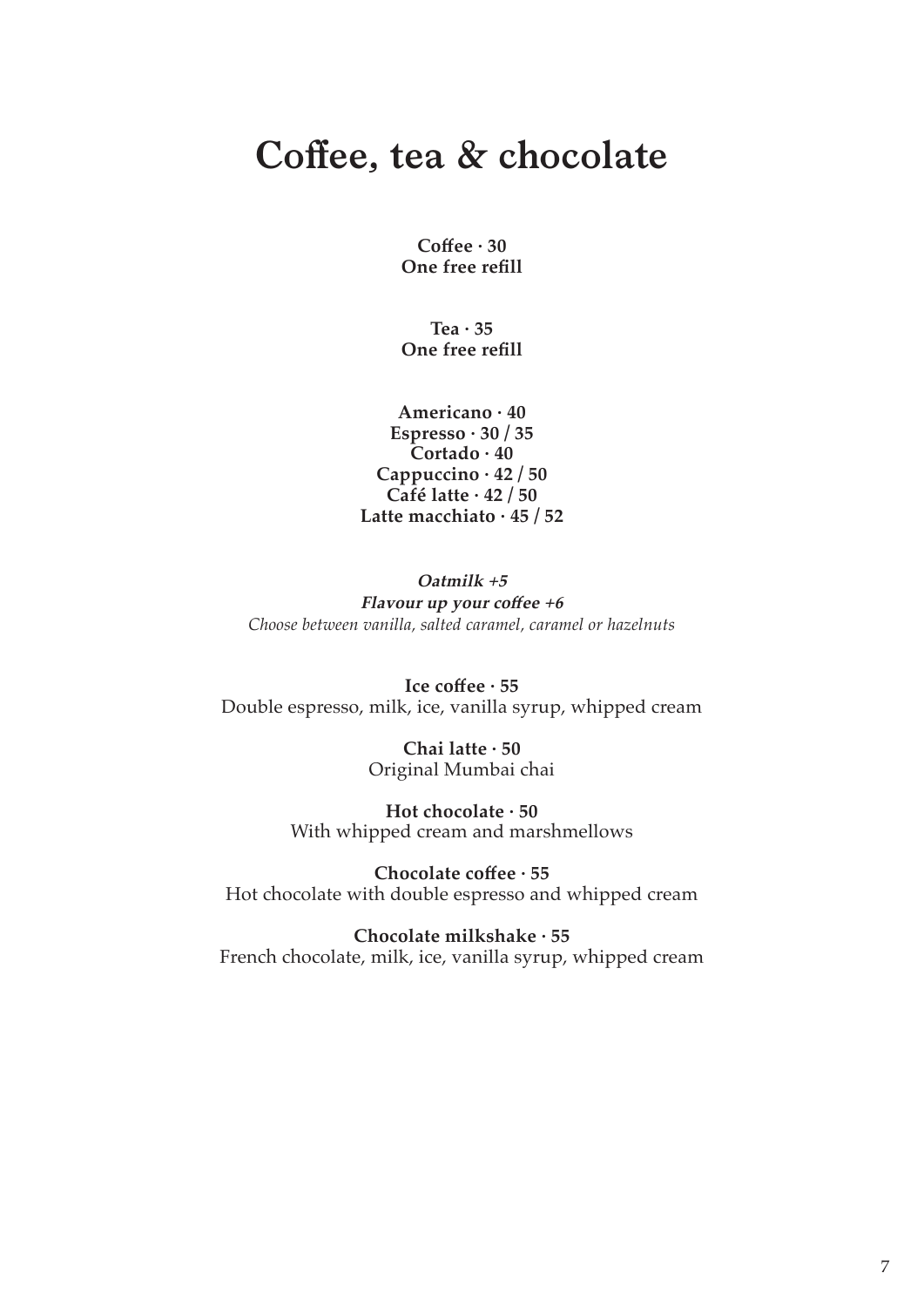# Coffee, tea & chocolate

**Coffee · 30**
**One free refill**

**Tea · 35**
**One free refill**

**Americano · 40**
**Espresso · 30 / 35**
**Cortado · 40**
**Cappuccino · 42 / 50**
**Café latte · 42 / 50**
**Latte macchiato · 45 / 52**

***Oatmilk +5***
***Flavour up your coffee +6***
*Choose between vanilla, salted caramel, caramel or hazelnuts*

**Ice coffee · 55**
Double espresso, milk, ice, vanilla syrup, whipped cream

**Chai latte · 50**
Original Mumbai chai

**Hot chocolate · 50**
With whipped cream and marshmellows

**Chocolate coffee · 55**
Hot chocolate with double espresso and whipped cream

**Chocolate milkshake · 55**
French chocolate, milk, ice, vanilla syrup, whipped cream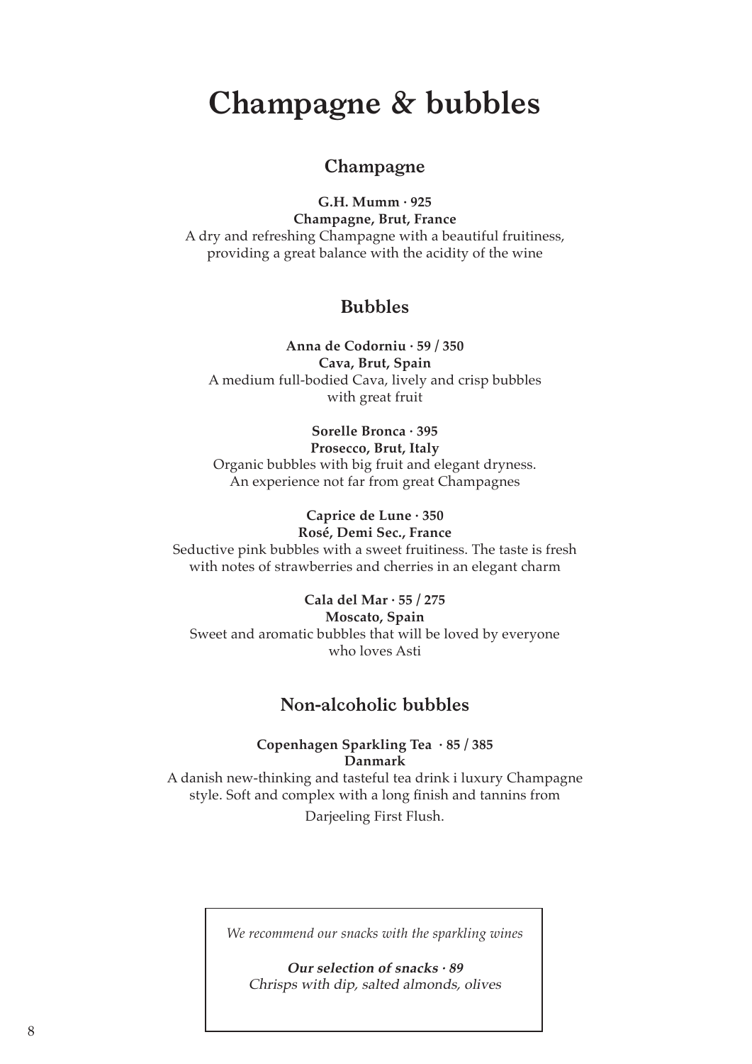# Champagne & bubbles

## Champagne

**G.H. Mumm · 925**
**Champagne, Brut, France**
A dry and refreshing Champagne with a beautiful fruitiness, providing a great balance with the acidity of the wine

## Bubbles

**Anna de Codorniu · 59 / 350**
**Cava, Brut, Spain**
A medium full-bodied Cava, lively and crisp bubbles with great fruit

**Sorelle Bronca · 395**
**Prosecco, Brut, Italy**
Organic bubbles with big fruit and elegant dryness. An experience not far from great Champagnes

**Caprice de Lune · 350**
**Rosé, Demi Sec., France**
Seductive pink bubbles with a sweet fruitiness. The taste is fresh with notes of strawberries and cherries in an elegant charm

**Cala del Mar · 55 / 275**
**Moscato, Spain**
Sweet and aromatic bubbles that will be loved by everyone who loves Asti

## Non-alcoholic bubbles

**Copenhagen Sparkling Tea · 85 / 385**
**Danmark**
A danish new-thinking and tasteful tea drink i luxury Champagne style. Soft and complex with a long finish and tannins from Darjeeling First Flush.

*We recommend our snacks with the sparkling wines*

***Our selection of snacks · 89***
*Chrisps with dip, salted almonds, olives*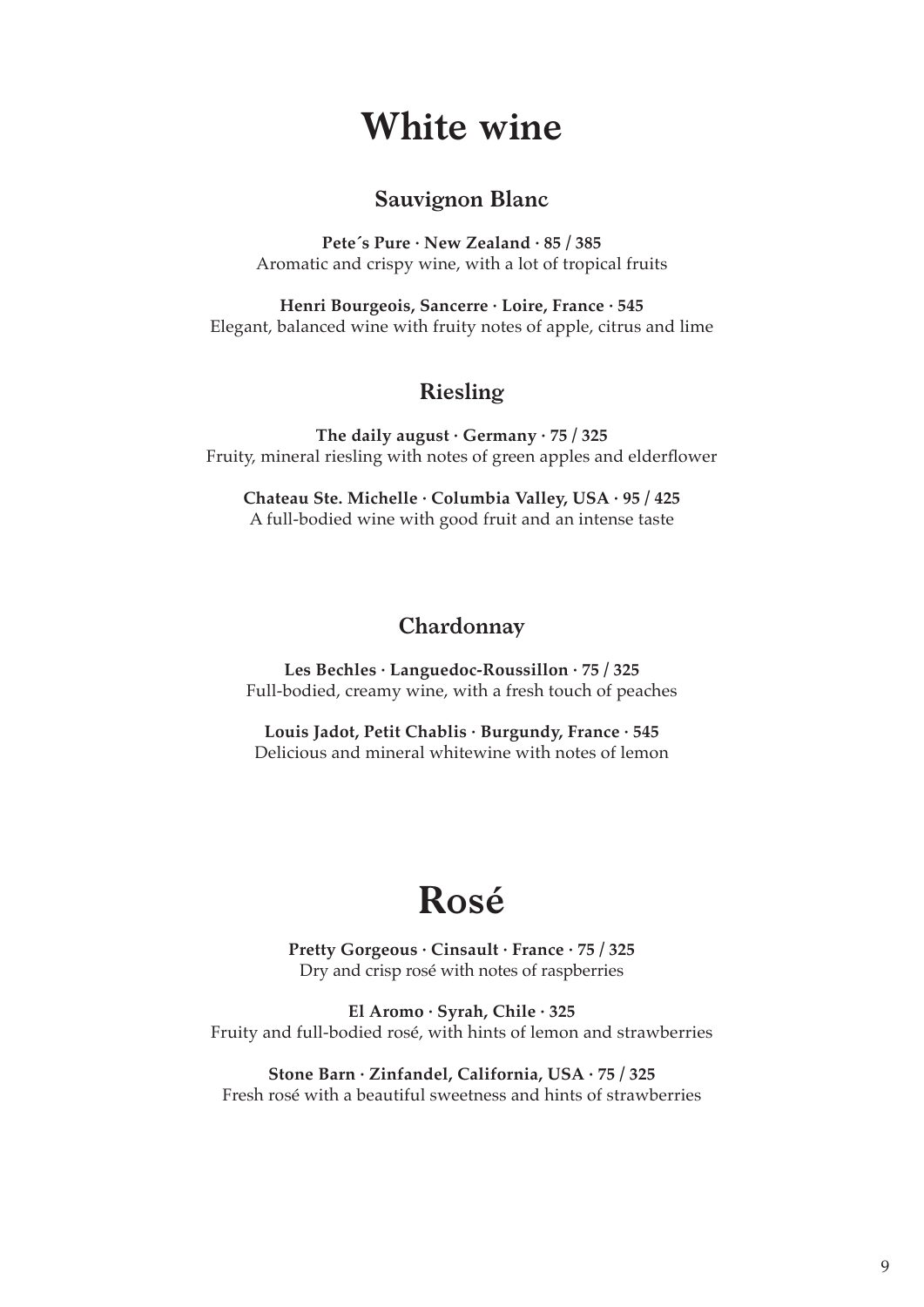# White wine

## Sauvignon Blanc

**Pete´s Pure · New Zealand · 85 / 385**
Aromatic and crispy wine, with a lot of tropical fruits

**Henri Bourgeois, Sancerre · Loire, France · 545**
Elegant, balanced wine with fruity notes of apple, citrus and lime

## Riesling

**The daily august · Germany · 75 / 325**
Fruity, mineral riesling with notes of green apples and elderflower

**Chateau Ste. Michelle · Columbia Valley, USA · 95 / 425**
A full-bodied wine with good fruit and an intense taste

## Chardonnay

**Les Bechles · Languedoc-Roussillon · 75 / 325**
Full-bodied, creamy wine, with a fresh touch of peaches

**Louis Jadot, Petit Chablis · Burgundy, France · 545**
Delicious and mineral whitewine with notes of lemon

# Rosé

**Pretty Gorgeous · Cinsault · France · 75 / 325**
Dry and crisp rosé with notes of raspberries

**El Aromo · Syrah, Chile · 325**
Fruity and full-bodied rosé, with hints of lemon and strawberries

**Stone Barn · Zinfandel, California, USA · 75 / 325**
Fresh rosé with a beautiful sweetness and hints of strawberries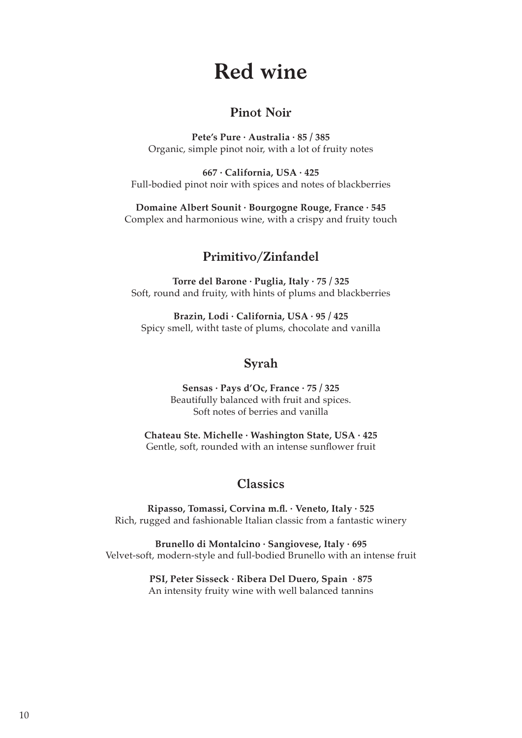# Red wine

## Pinot Noir

**Pete's Pure · Australia · 85 / 385**
Organic, simple pinot noir, with a lot of fruity notes

**667 · California, USA · 425**
Full-bodied pinot noir with spices and notes of blackberries

**Domaine Albert Sounit · Bourgogne Rouge, France · 545**
Complex and harmonious wine, with a crispy and fruity touch

## Primitivo/Zinfandel

**Torre del Barone · Puglia, Italy · 75 / 325**
Soft, round and fruity, with hints of plums and blackberries

**Brazin, Lodi · California, USA · 95 / 425**
Spicy smell, witht taste of plums, chocolate and vanilla

## Syrah

**Sensas · Pays d'Oc, France · 75 / 325**
Beautifully balanced with fruit and spices.
Soft notes of berries and vanilla

**Chateau Ste. Michelle · Washington State, USA · 425**
Gentle, soft, rounded with an intense sunflower fruit

## Classics

**Ripasso, Tomassi, Corvina m.fl. · Veneto, Italy · 525**
Rich, rugged and fashionable Italian classic from a fantastic winery

**Brunello di Montalcino · Sangiovese, Italy · 695**
Velvet-soft, modern-style and full-bodied Brunello with an intense fruit

**PSI, Peter Sisseck · Ribera Del Duero, Spain · 875**
An intensity fruity wine with well balanced tannins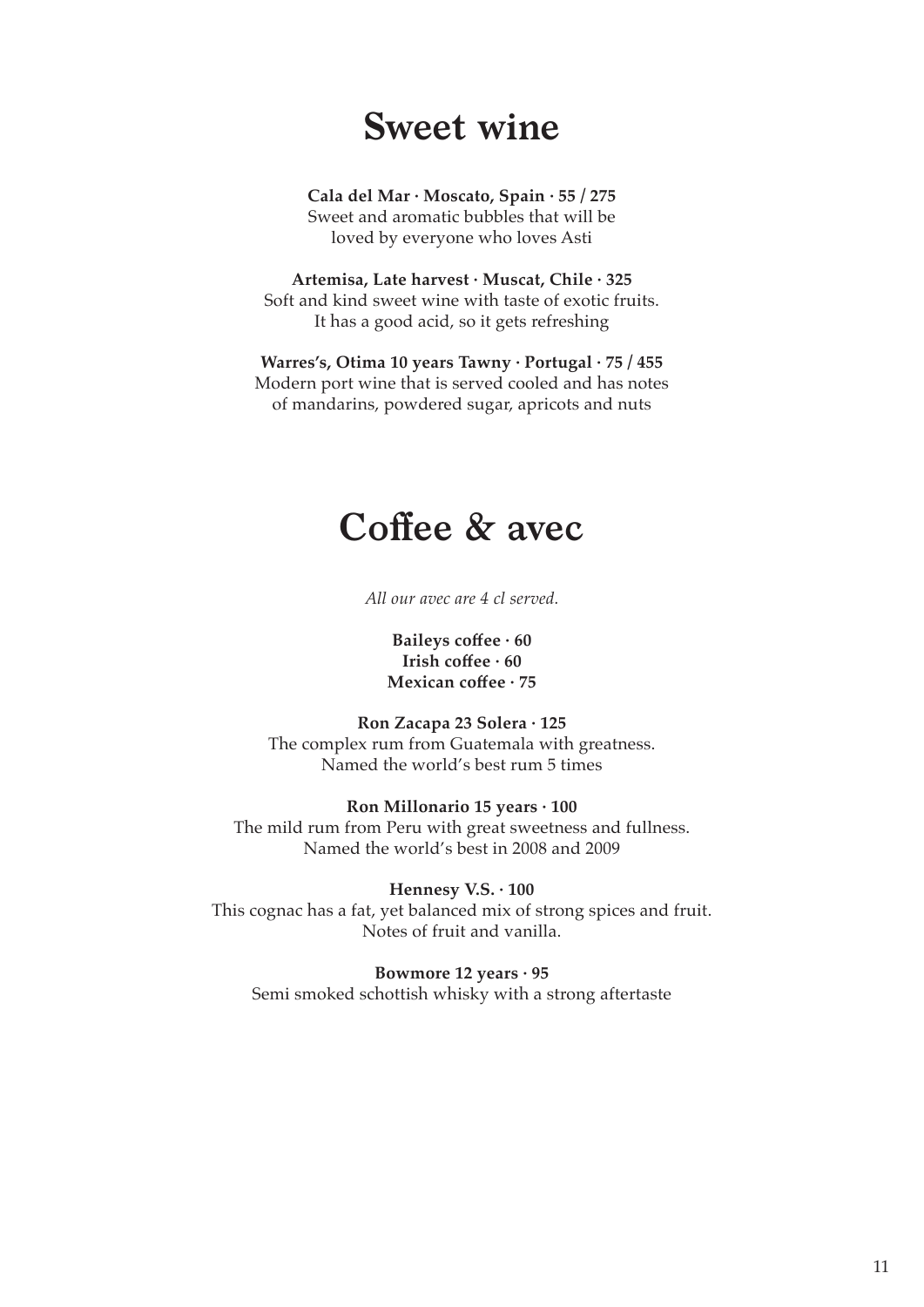# Sweet wine

**Cala del Mar · Moscato, Spain · 55 / 275**
Sweet and aromatic bubbles that will be
loved by everyone who loves Asti

**Artemisa, Late harvest · Muscat, Chile · 325**
Soft and kind sweet wine with taste of exotic fruits.
It has a good acid, so it gets refreshing

**Warres's, Otima 10 years Tawny · Portugal · 75 / 455**
Modern port wine that is served cooled and has notes
of mandarins, powdered sugar, apricots and nuts

# Coffee & avec

*All our avec are 4 cl served.*

**Baileys coffee · 60**
**Irish coffee · 60**
**Mexican coffee · 75**

**Ron Zacapa 23 Solera · 125**
The complex rum from Guatemala with greatness.
Named the world's best rum 5 times

**Ron Millonario 15 years · 100**
The mild rum from Peru with great sweetness and fullness.
Named the world's best in 2008 and 2009

**Hennesy V.S. · 100**
This cognac has a fat, yet balanced mix of strong spices and fruit.
Notes of fruit and vanilla.

**Bowmore 12 years · 95**
Semi smoked schottish whisky with a strong aftertaste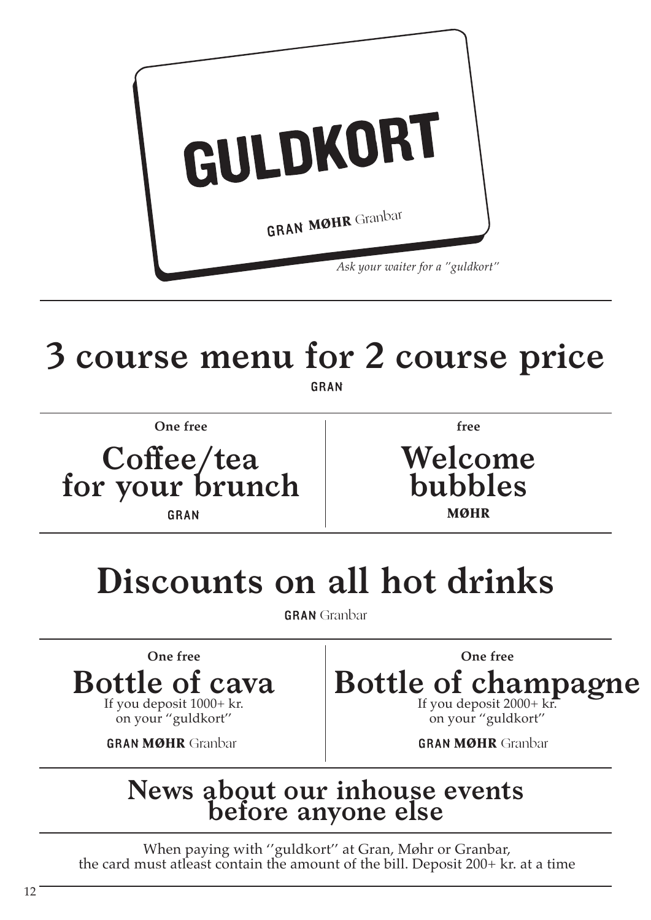GULDKORT

GRAN MØHR Granbar

*Ask your waiter for a "guldkort"*

---

# 3 course menu for 2 course price

GRAN

---

**One free**

## Coffee/tea for your brunch

GRAN

**free**

## Welcome bubbles

MØHR

---

# Discounts on all hot drinks

GRAN Granbar

---

**One free**

## Bottle of cava

If you deposit 1000+ kr. on your "guldkort"

GRAN MØHR Granbar

**One free**

## Bottle of champagne

If you deposit 2000+ kr. on your "guldkort"

GRAN MØHR Granbar

---

## News about our inhouse events before anyone else

---

When paying with "guldkort" at Gran, Møhr or Granbar, the card must atleast contain the amount of the bill. Deposit 200+ kr. at a time